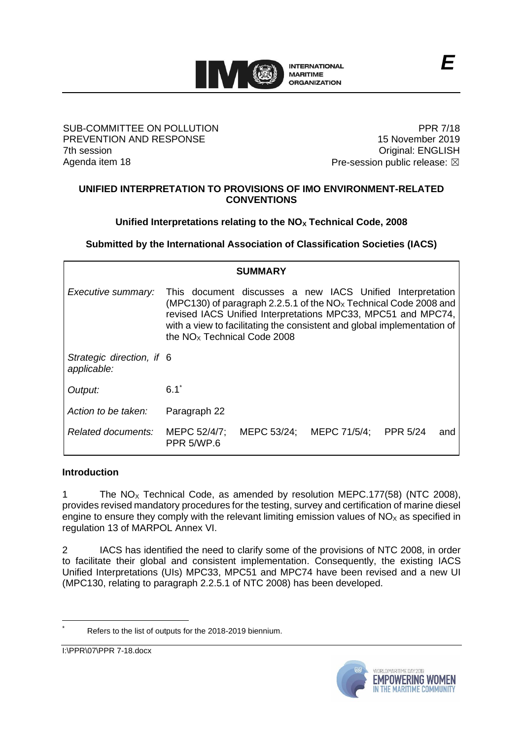**INTERNATIONAL MARITIME ORGANIZATION**

*E*

SUB-COMMITTEE ON POLLUTION PREVENTION AND RESPONSE
7th session
Agenda item 18

PPR 7/18
15 November 2019
Original: ENGLISH
Pre-session public release: ☒

## UNIFIED INTERPRETATION TO PROVISIONS OF IMO ENVIRONMENT-RELATED CONVENTIONS

### Unified Interpretations relating to the $NO_X$ Technical Code, 2008

### Submitted by the International Association of Classification Societies (IACS)

| SUMMARY | |
|---|---|
| *Executive summary:* | This document discusses a new IACS Unified Interpretation (MPC130) of paragraph 2.2.5.1 of the $NO_X$ Technical Code 2008 and revised IACS Unified Interpretations MPC33, MPC51 and MPC74, with a view to facilitating the consistent and global implementation of the $NO_X$ Technical Code 2008 |
| *Strategic direction, if applicable:* | 6 |
| *Output:* | 6.1* |
| *Action to be taken:* | Paragraph 22 |
| *Related documents:* | MEPC 52/4/7; MEPC 53/24; MEPC 71/5/4; PPR 5/24 and PPR 5/WP.6 |

**Introduction**

1 The $NO_X$ Technical Code, as amended by resolution MEPC.177(58) (NTC 2008), provides revised mandatory procedures for the testing, survey and certification of marine diesel engine to ensure they comply with the relevant limiting emission values of $NO_X$ as specified in regulation 13 of MARPOL Annex VI.

2 IACS has identified the need to clarify some of the provisions of NTC 2008, in order to facilitate their global and consistent implementation. Consequently, the existing IACS Unified Interpretations (UIs) MPC33, MPC51 and MPC74 have been revised and a new UI (MPC130, relating to paragraph 2.2.5.1 of NTC 2008) has been developed.

\* Refers to the list of outputs for the 2018-2019 biennium.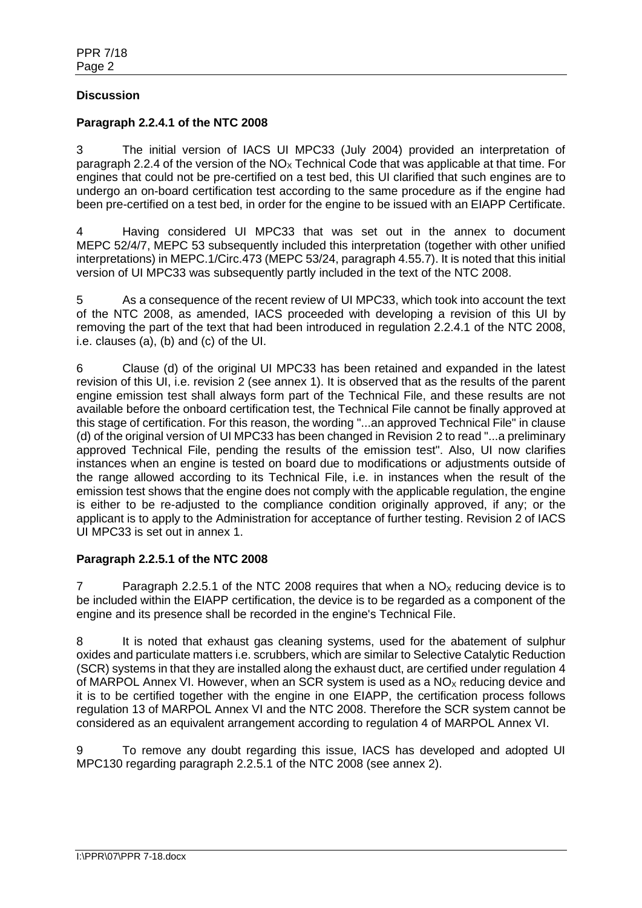**Discussion**

**Paragraph 2.2.4.1 of the NTC 2008**

3 The initial version of IACS UI MPC33 (July 2004) provided an interpretation of paragraph 2.2.4 of the version of the $NO_X$ Technical Code that was applicable at that time. For engines that could not be pre-certified on a test bed, this UI clarified that such engines are to undergo an on-board certification test according to the same procedure as if the engine had been pre-certified on a test bed, in order for the engine to be issued with an EIAPP Certificate.

4 Having considered UI MPC33 that was set out in the annex to document MEPC 52/4/7, MEPC 53 subsequently included this interpretation (together with other unified interpretations) in MEPC.1/Circ.473 (MEPC 53/24, paragraph 4.55.7). It is noted that this initial version of UI MPC33 was subsequently partly included in the text of the NTC 2008.

5 As a consequence of the recent review of UI MPC33, which took into account the text of the NTC 2008, as amended, IACS proceeded with developing a revision of this UI by removing the part of the text that had been introduced in regulation 2.2.4.1 of the NTC 2008, i.e. clauses (a), (b) and (c) of the UI.

6 Clause (d) of the original UI MPC33 has been retained and expanded in the latest revision of this UI, i.e. revision 2 (see annex 1). It is observed that as the results of the parent engine emission test shall always form part of the Technical File, and these results are not available before the onboard certification test, the Technical File cannot be finally approved at this stage of certification. For this reason, the wording "...an approved Technical File" in clause (d) of the original version of UI MPC33 has been changed in Revision 2 to read "...a preliminary approved Technical File, pending the results of the emission test". Also, UI now clarifies instances when an engine is tested on board due to modifications or adjustments outside of the range allowed according to its Technical File, i.e. in instances when the result of the emission test shows that the engine does not comply with the applicable regulation, the engine is either to be re-adjusted to the compliance condition originally approved, if any; or the applicant is to apply to the Administration for acceptance of further testing. Revision 2 of IACS UI MPC33 is set out in annex 1.

**Paragraph 2.2.5.1 of the NTC 2008**

7 Paragraph 2.2.5.1 of the NTC 2008 requires that when a $NO_X$ reducing device is to be included within the EIAPP certification, the device is to be regarded as a component of the engine and its presence shall be recorded in the engine's Technical File.

8 It is noted that exhaust gas cleaning systems, used for the abatement of sulphur oxides and particulate matters i.e. scrubbers, which are similar to Selective Catalytic Reduction (SCR) systems in that they are installed along the exhaust duct, are certified under regulation 4 of MARPOL Annex VI. However, when an SCR system is used as a $NO_X$ reducing device and it is to be certified together with the engine in one EIAPP, the certification process follows regulation 13 of MARPOL Annex VI and the NTC 2008. Therefore the SCR system cannot be considered as an equivalent arrangement according to regulation 4 of MARPOL Annex VI.

9 To remove any doubt regarding this issue, IACS has developed and adopted UI MPC130 regarding paragraph 2.2.5.1 of the NTC 2008 (see annex 2).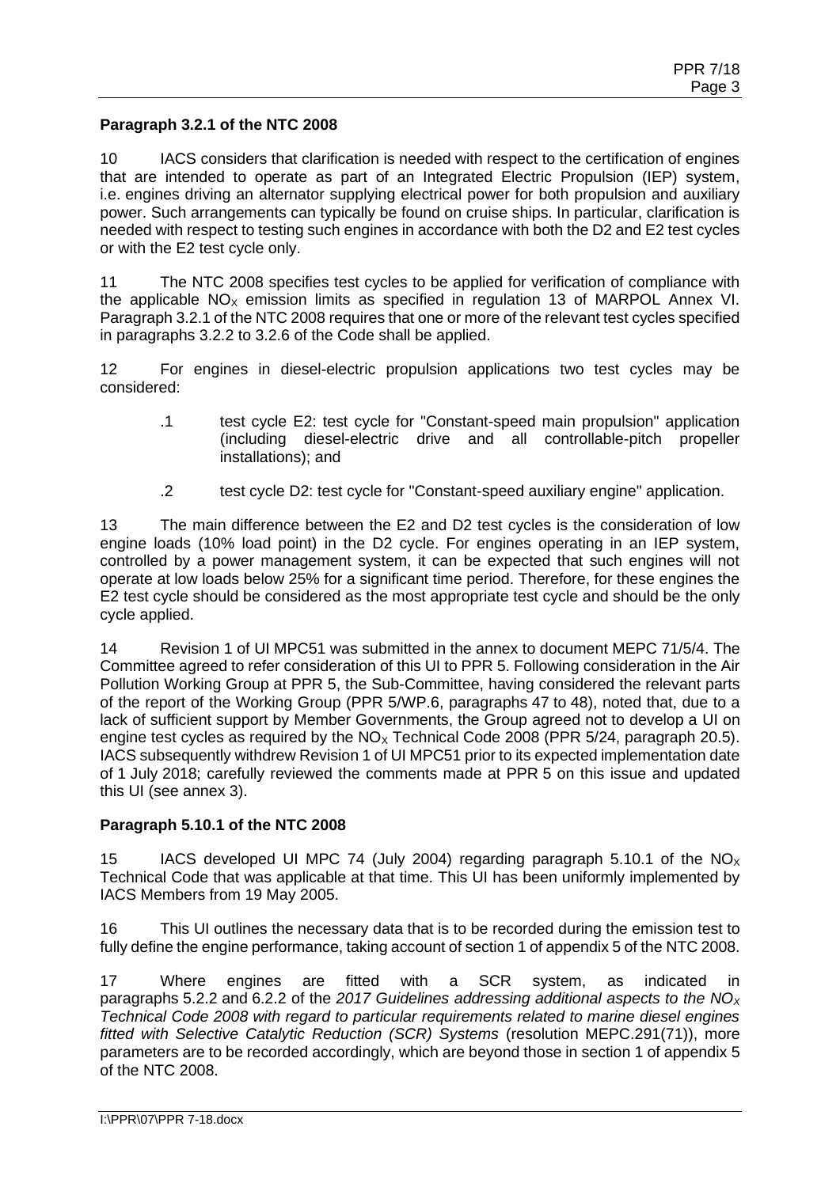**Paragraph 3.2.1 of the NTC 2008**

10 IACS considers that clarification is needed with respect to the certification of engines that are intended to operate as part of an Integrated Electric Propulsion (IEP) system, i.e. engines driving an alternator supplying electrical power for both propulsion and auxiliary power. Such arrangements can typically be found on cruise ships. In particular, clarification is needed with respect to testing such engines in accordance with both the D2 and E2 test cycles or with the E2 test cycle only.

11 The NTC 2008 specifies test cycles to be applied for verification of compliance with the applicable $NO_X$ emission limits as specified in regulation 13 of MARPOL Annex VI. Paragraph 3.2.1 of the NTC 2008 requires that one or more of the relevant test cycles specified in paragraphs 3.2.2 to 3.2.6 of the Code shall be applied.

12 For engines in diesel-electric propulsion applications two test cycles may be considered:

.1 test cycle E2: test cycle for "Constant-speed main propulsion" application (including diesel-electric drive and all controllable-pitch propeller installations); and

.2 test cycle D2: test cycle for "Constant-speed auxiliary engine" application.

13 The main difference between the E2 and D2 test cycles is the consideration of low engine loads (10% load point) in the D2 cycle. For engines operating in an IEP system, controlled by a power management system, it can be expected that such engines will not operate at low loads below 25% for a significant time period. Therefore, for these engines the E2 test cycle should be considered as the most appropriate test cycle and should be the only cycle applied.

14 Revision 1 of UI MPC51 was submitted in the annex to document MEPC 71/5/4. The Committee agreed to refer consideration of this UI to PPR 5. Following consideration in the Air Pollution Working Group at PPR 5, the Sub-Committee, having considered the relevant parts of the report of the Working Group (PPR 5/WP.6, paragraphs 47 to 48), noted that, due to a lack of sufficient support by Member Governments, the Group agreed not to develop a UI on engine test cycles as required by the $NO_X$ Technical Code 2008 (PPR 5/24, paragraph 20.5). IACS subsequently withdrew Revision 1 of UI MPC51 prior to its expected implementation date of 1 July 2018; carefully reviewed the comments made at PPR 5 on this issue and updated this UI (see annex 3).

**Paragraph 5.10.1 of the NTC 2008**

15 IACS developed UI MPC 74 (July 2004) regarding paragraph 5.10.1 of the $NO_X$ Technical Code that was applicable at that time. This UI has been uniformly implemented by IACS Members from 19 May 2005.

16 This UI outlines the necessary data that is to be recorded during the emission test to fully define the engine performance, taking account of section 1 of appendix 5 of the NTC 2008.

17 Where engines are fitted with a SCR system, as indicated in paragraphs 5.2.2 and 6.2.2 of the *2017 Guidelines addressing additional aspects to the $NO_X$ Technical Code 2008 with regard to particular requirements related to marine diesel engines fitted with Selective Catalytic Reduction (SCR) Systems* (resolution MEPC.291(71)), more parameters are to be recorded accordingly, which are beyond those in section 1 of appendix 5 of the NTC 2008.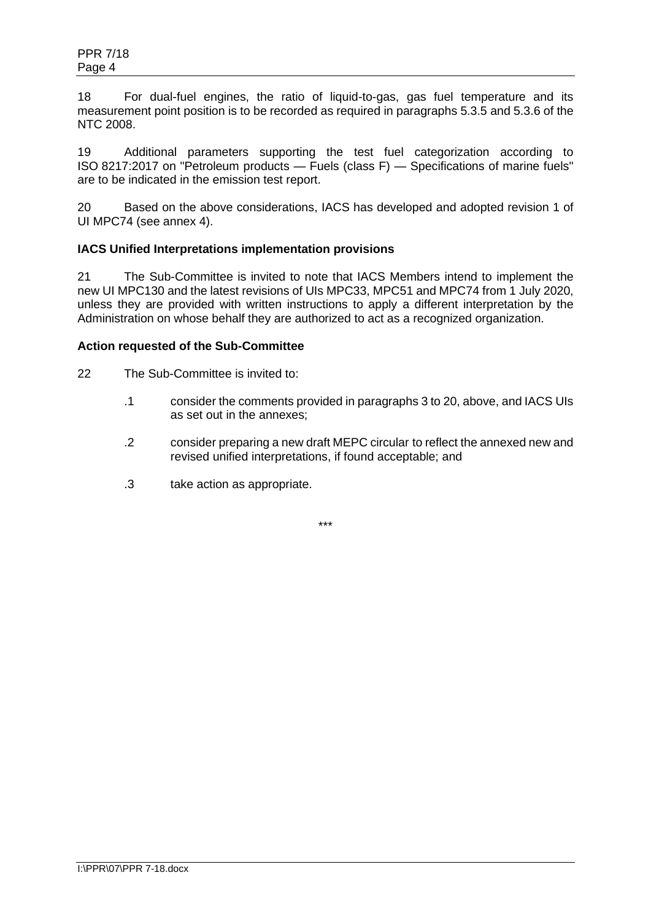18 For dual-fuel engines, the ratio of liquid-to-gas, gas fuel temperature and its measurement point position is to be recorded as required in paragraphs 5.3.5 and 5.3.6 of the NTC 2008.

19 Additional parameters supporting the test fuel categorization according to ISO 8217:2017 on "Petroleum products — Fuels (class F) — Specifications of marine fuels" are to be indicated in the emission test report.

20 Based on the above considerations, IACS has developed and adopted revision 1 of UI MPC74 (see annex 4).

**IACS Unified Interpretations implementation provisions**

21 The Sub-Committee is invited to note that IACS Members intend to implement the new UI MPC130 and the latest revisions of UIs MPC33, MPC51 and MPC74 from 1 July 2020, unless they are provided with written instructions to apply a different interpretation by the Administration on whose behalf they are authorized to act as a recognized organization.

**Action requested of the Sub-Committee**

22 The Sub-Committee is invited to:

.1 consider the comments provided in paragraphs 3 to 20, above, and IACS UIs as set out in the annexes;

.2 consider preparing a new draft MEPC circular to reflect the annexed new and revised unified interpretations, if found acceptable; and

.3 take action as appropriate.

\*\*\*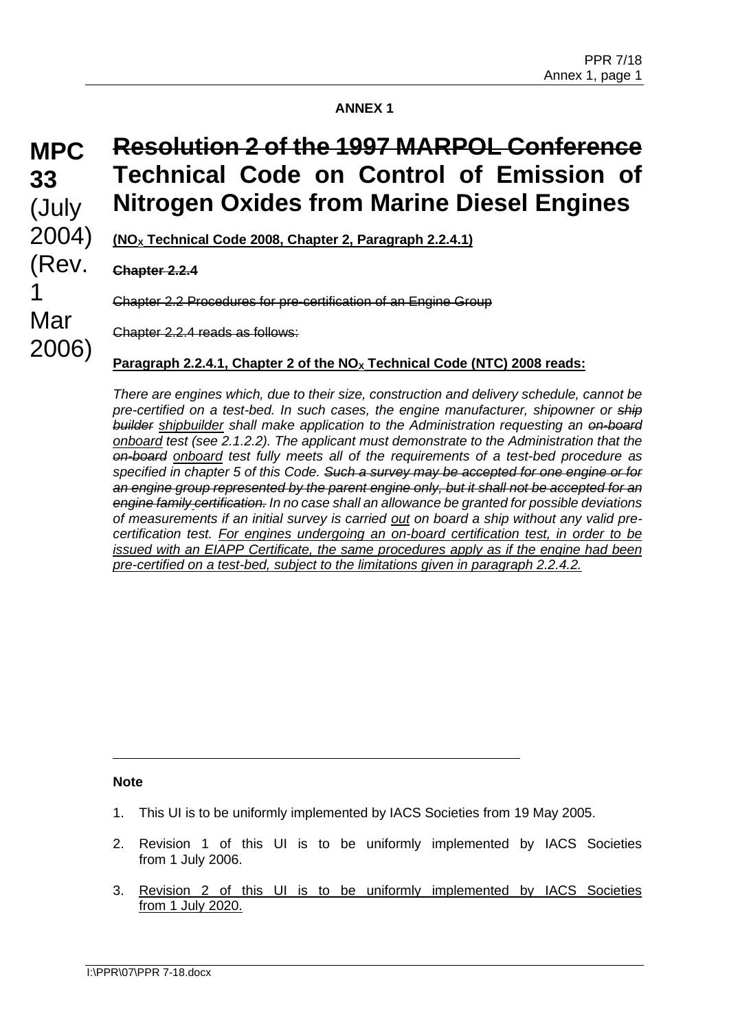**ANNEX 1**

**MPC 33** (July 2004) (Rev. 1 Mar 2006)

# ~~Resolution 2 of the 1997 MARPOL Conference~~ Technical Code on Control of Emission of Nitrogen Oxides from Marine Diesel Engines

<u>**($NO_X$ Technical Code 2008, Chapter 2, Paragraph 2.2.4.1)**</u>

~~**Chapter 2.2.4**~~

~~Chapter 2.2 Procedures for pre-certification of an Engine Group~~

~~Chapter 2.2.4 reads as follows:~~

<u>**Paragraph 2.2.4.1, Chapter 2 of the $NO_X$ Technical Code (NTC) 2008 reads:**</u>

*There are engines which, due to their size, construction and delivery schedule, cannot be pre-certified on a test-bed. In such cases, the engine manufacturer, shipowner or ~~ship builder~~ <u>shipbuilder</u> shall make application to the Administration requesting an ~~on-board~~ <u>onboard</u> test (see 2.1.2.2). The applicant must demonstrate to the Administration that the ~~on-board~~ <u>onboard</u> test fully meets all of the requirements of a test-bed procedure as specified in chapter 5 of this Code. ~~Such a survey may be accepted for one engine or for an engine group represented by the parent engine only, but it shall not be accepted for an engine family certification.~~ In no case shall an allowance be granted for possible deviations of measurements if an initial survey is carried <u>out</u> on board a ship without any valid pre-certification test. <u>For engines undergoing an on-board certification test, in order to be issued with an EIAPP Certificate, the same procedures apply as if the engine had been pre-certified on a test-bed, subject to the limitations given in paragraph 2.2.4.2.</u>*

---

**Note**

1. This UI is to be uniformly implemented by IACS Societies from 19 May 2005.
2. Revision 1 of this UI is to be uniformly implemented by IACS Societies from 1 July 2006.
3. <u>Revision 2 of this UI is to be uniformly implemented by IACS Societies from 1 July 2020.</u>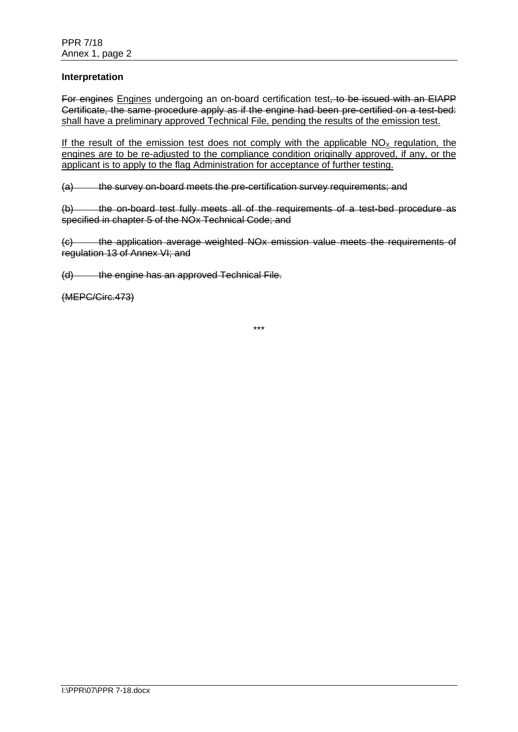**Interpretation**

~~For engines~~ Engines undergoing an on-board certification test~~, to be issued with an EIAPP Certificate, the same procedure apply as if the engine had been pre-certified on a test-bed:~~ shall have a preliminary approved Technical File, pending the results of the emission test.

If the result of the emission test does not comply with the applicable $NO_X$ regulation, the engines are to be re-adjusted to the compliance condition originally approved, if any, or the applicant is to apply to the flag Administration for acceptance of further testing.

~~(a) the survey on-board meets the pre-certification survey requirements; and~~

~~(b) the on-board test fully meets all of the requirements of a test-bed procedure as specified in chapter 5 of the NOx Technical Code; and~~

~~(c) the application average weighted NOx emission value meets the requirements of regulation 13 of Annex VI; and~~

~~(d) the engine has an approved Technical File.~~

~~(MEPC/Circ.473)~~

\*\*\*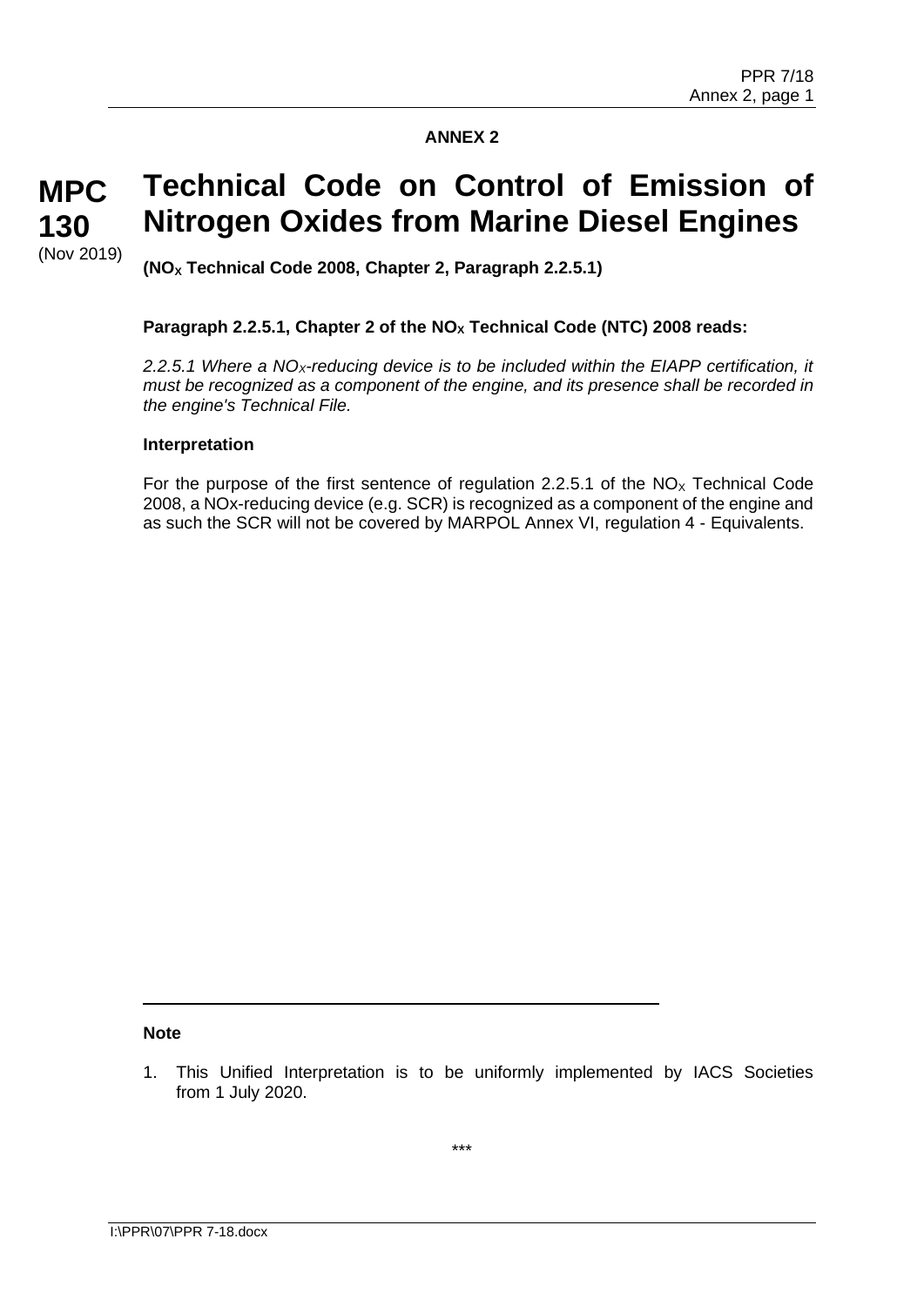**ANNEX 2**

**MPC 130**
(Nov 2019)

# Technical Code on Control of Emission of Nitrogen Oxides from Marine Diesel Engines

**($NO_X$ Technical Code 2008, Chapter 2, Paragraph 2.2.5.1)**

**Paragraph 2.2.5.1, Chapter 2 of the $NO_X$ Technical Code (NTC) 2008 reads:**

*2.2.5.1 Where a $NO_X$-reducing device is to be included within the EIAPP certification, it must be recognized as a component of the engine, and its presence shall be recorded in the engine's Technical File.*

**Interpretation**

For the purpose of the first sentence of regulation 2.2.5.1 of the $NO_X$ Technical Code 2008, a NOx-reducing device (e.g. SCR) is recognized as a component of the engine and as such the SCR will not be covered by MARPOL Annex VI, regulation 4 - Equivalents.

---

**Note**

1. This Unified Interpretation is to be uniformly implemented by IACS Societies from 1 July 2020.

\*\*\*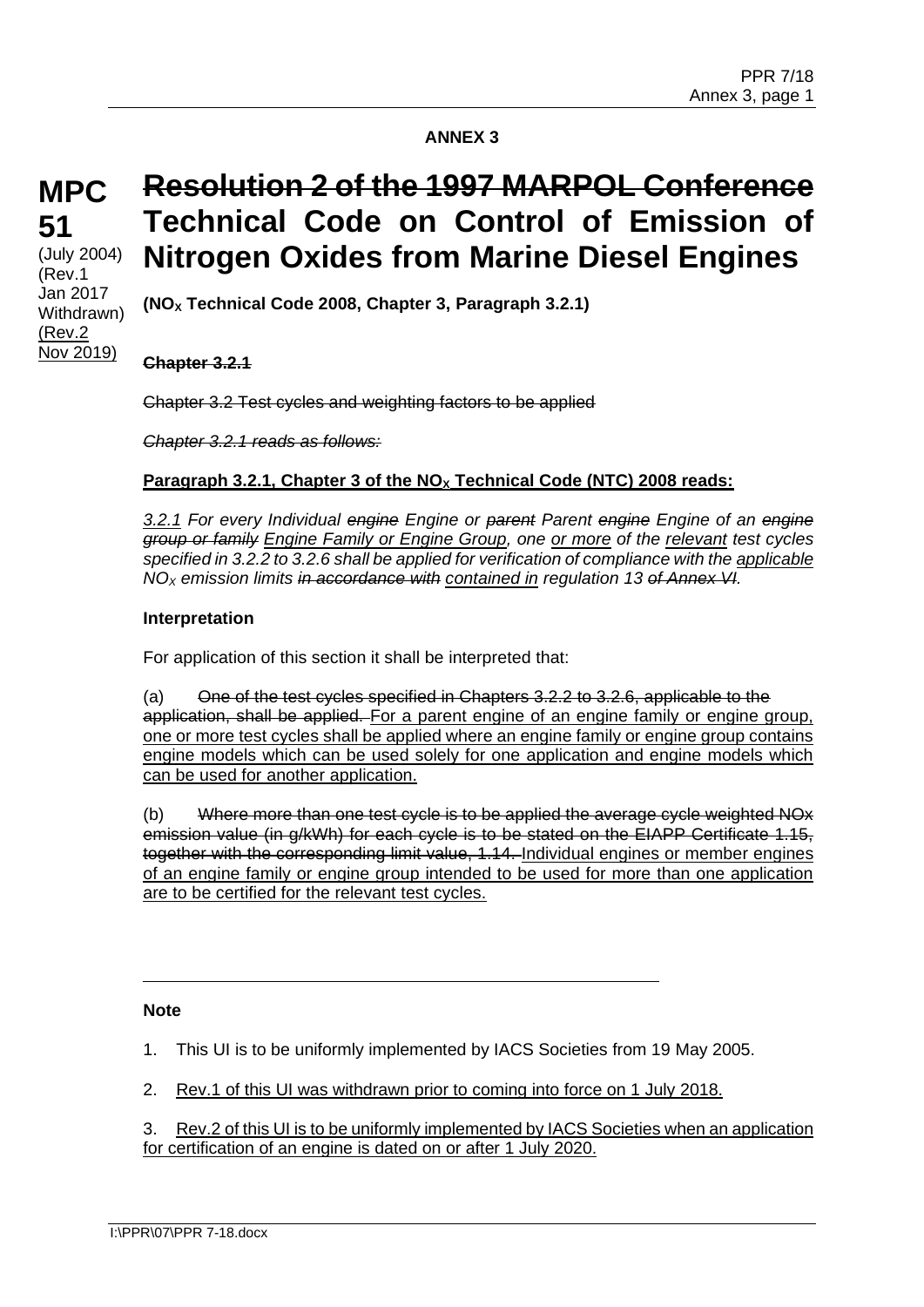**ANNEX 3**

**MPC 51**

(July 2004)
(Rev.1 Jan 2017 Withdrawn)
(Rev.2 Nov 2019)

# ~~Resolution 2 of the 1997 MARPOL Conference~~ Technical Code on Control of Emission of Nitrogen Oxides from Marine Diesel Engines

**($NO_X$ Technical Code 2008, Chapter 3, Paragraph 3.2.1)**

~~**Chapter 3.2.1**~~

~~Chapter 3.2 Test cycles and weighting factors to be applied~~

~~*Chapter 3.2.1 reads as follows:*~~

**Paragraph 3.2.1, Chapter 3 of the $NO_X$ Technical Code (NTC) 2008 reads:**

*3.2.1 For every Individual ~~engine~~ Engine or ~~parent~~ Parent ~~engine~~ Engine of an ~~engine group or family~~ Engine Family or Engine Group, one or more of the relevant test cycles specified in 3.2.2 to 3.2.6 shall be applied for verification of compliance with the applicable $NO_X$ emission limits ~~in accordance with~~ contained in regulation 13 ~~of Annex VI~~.*

**Interpretation**

For application of this section it shall be interpreted that:

(a) ~~One of the test cycles specified in Chapters 3.2.2 to 3.2.6, applicable to the application, shall be applied.~~ For a parent engine of an engine family or engine group, one or more test cycles shall be applied where an engine family or engine group contains engine models which can be used solely for one application and engine models which can be used for another application.

(b) ~~Where more than one test cycle is to be applied the average cycle weighted NOx emission value (in g/kWh) for each cycle is to be stated on the EIAPP Certificate 1.15, together with the corresponding limit value, 1.14.~~ Individual engines or member engines of an engine family or engine group intended to be used for more than one application are to be certified for the relevant test cycles.

**Note**

1. This UI is to be uniformly implemented by IACS Societies from 19 May 2005.
2. Rev.1 of this UI was withdrawn prior to coming into force on 1 July 2018.
3. Rev.2 of this UI is to be uniformly implemented by IACS Societies when an application for certification of an engine is dated on or after 1 July 2020.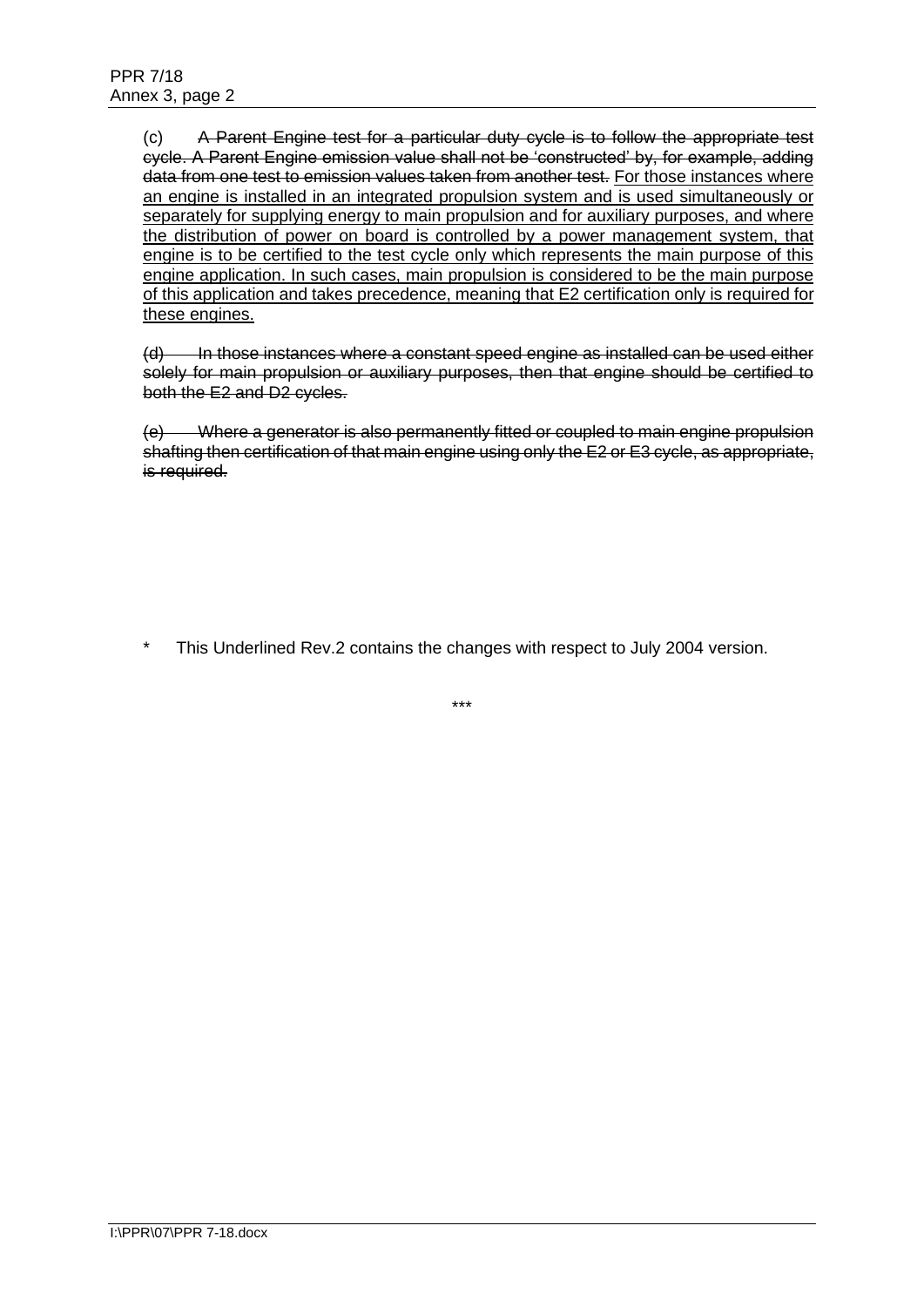(c) ~~A Parent Engine test for a particular duty cycle is to follow the appropriate test cycle. A Parent Engine emission value shall not be 'constructed' by, for example, adding data from one test to emission values taken from another test.~~ <u>For those instances where an engine is installed in an integrated propulsion system and is used simultaneously or separately for supplying energy to main propulsion and for auxiliary purposes, and where the distribution of power on board is controlled by a power management system, that engine is to be certified to the test cycle only which represents the main purpose of this engine application. In such cases, main propulsion is considered to be the main purpose of this application and takes precedence, meaning that E2 certification only is required for these engines.</u>

~~(d) In those instances where a constant speed engine as installed can be used either solely for main propulsion or auxiliary purposes, then that engine should be certified to both the E2 and D2 cycles.~~

~~(e) Where a generator is also permanently fitted or coupled to main engine propulsion shafting then certification of that main engine using only the E2 or E3 cycle, as appropriate, is required.~~

\* This Underlined Rev.2 contains the changes with respect to July 2004 version.

\*\*\*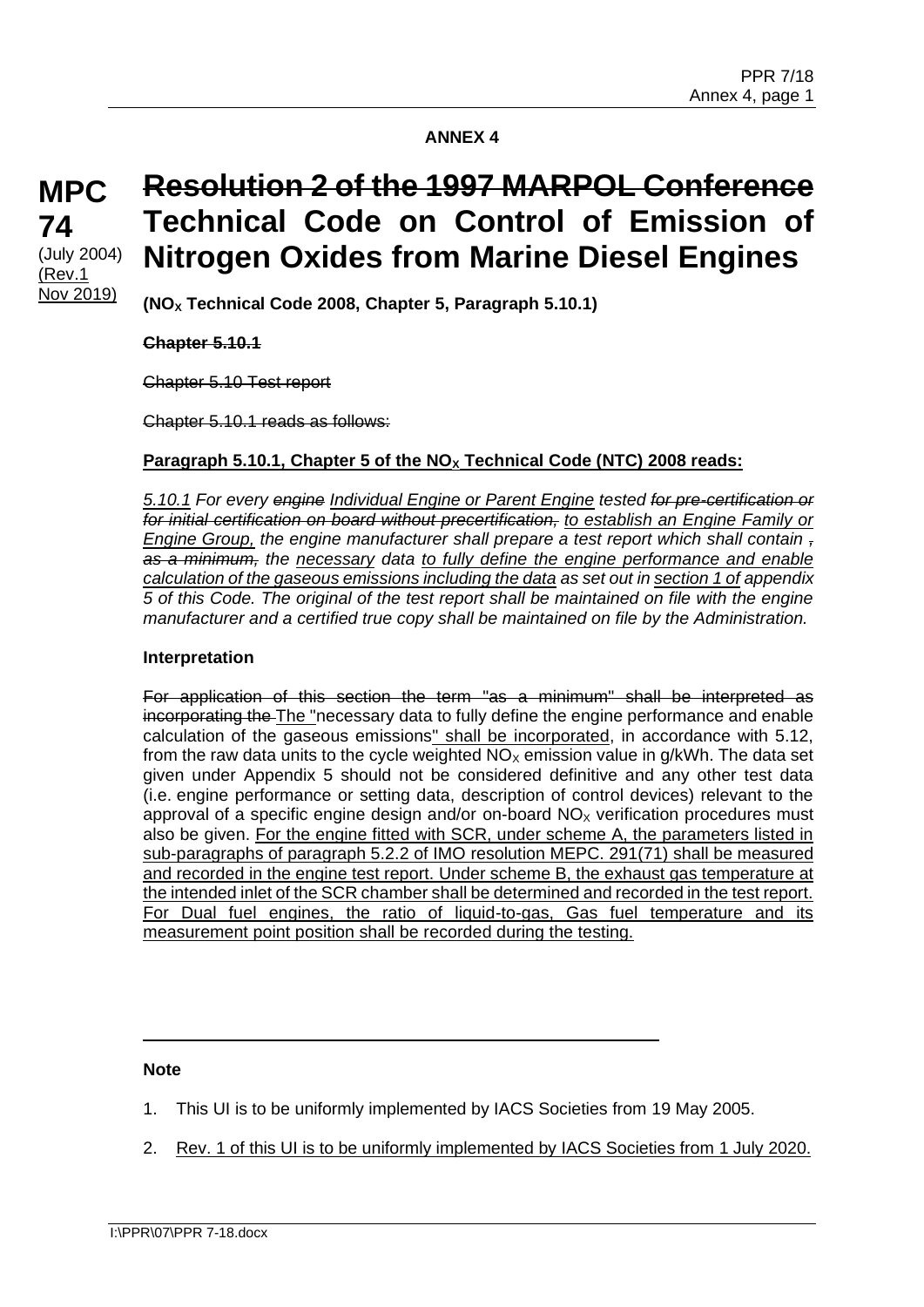**ANNEX 4**

**MPC 74**

(July 2004)
(Rev.1 Nov 2019)

# ~~Resolution 2 of the 1997 MARPOL Conference~~ Technical Code on Control of Emission of Nitrogen Oxides from Marine Diesel Engines

**($NO_X$ Technical Code 2008, Chapter 5, Paragraph 5.10.1)**

~~**Chapter 5.10.1**~~

~~Chapter 5.10 Test report~~

~~Chapter 5.10.1 reads as follows:~~

**Paragraph 5.10.1, Chapter 5 of the $NO_X$ Technical Code (NTC) 2008 reads:**

*5.10.1 For every ~~engine~~ Individual Engine or Parent Engine tested ~~for pre-certification or for initial certification on board without precertification,~~ to establish an Engine Family or Engine Group, the engine manufacturer shall prepare a test report which shall contain ~~, as a minimum,~~ the necessary data to fully define the engine performance and enable calculation of the gaseous emissions including the data as set out in section 1 of appendix 5 of this Code. The original of the test report shall be maintained on file with the engine manufacturer and a certified true copy shall be maintained on file by the Administration.*

**Interpretation**

~~For application of this section the term "as a minimum" shall be interpreted as incorporating the~~ The "necessary data to fully define the engine performance and enable calculation of the gaseous emissions" shall be incorporated, in accordance with 5.12, from the raw data units to the cycle weighted $NO_X$ emission value in g/kWh. The data set given under Appendix 5 should not be considered definitive and any other test data (i.e. engine performance or setting data, description of control devices) relevant to the approval of a specific engine design and/or on-board $NO_X$ verification procedures must also be given. For the engine fitted with SCR, under scheme A, the parameters listed in sub-paragraphs of paragraph 5.2.2 of IMO resolution MEPC. 291(71) shall be measured and recorded in the engine test report. Under scheme B, the exhaust gas temperature at the intended inlet of the SCR chamber shall be determined and recorded in the test report. For Dual fuel engines, the ratio of liquid-to-gas, Gas fuel temperature and its measurement point position shall be recorded during the testing.

---

**Note**

1. This UI is to be uniformly implemented by IACS Societies from 19 May 2005.
2. Rev. 1 of this UI is to be uniformly implemented by IACS Societies from 1 July 2020.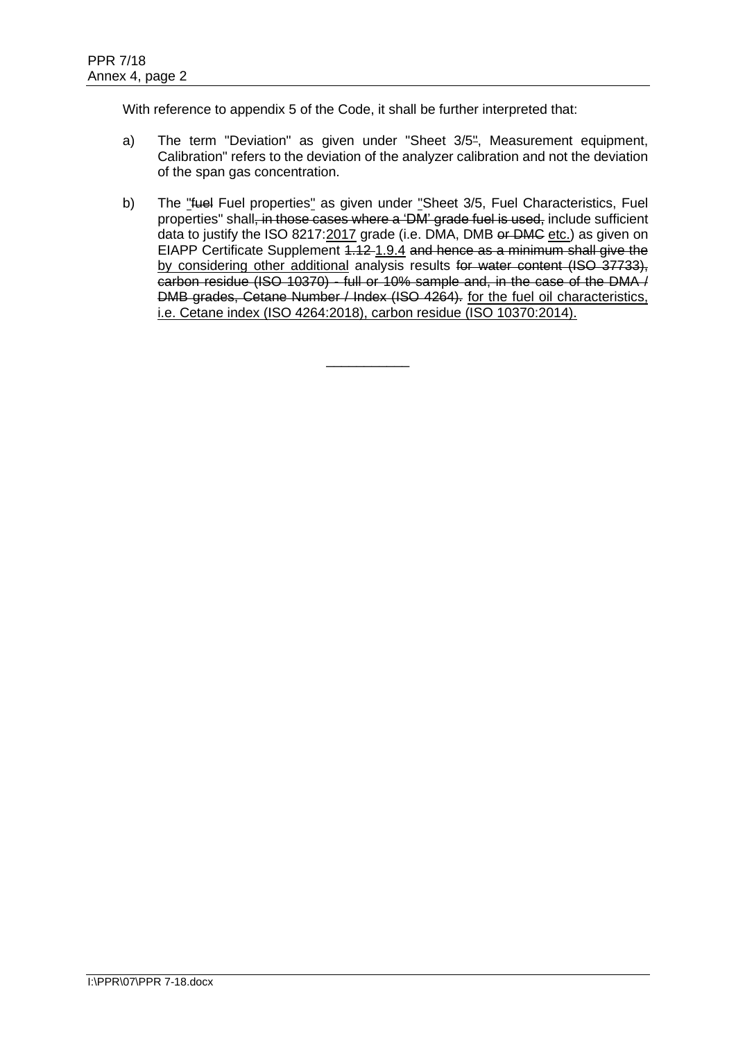With reference to appendix 5 of the Code, it shall be further interpreted that:

a) The term "Deviation" as given under "Sheet 3/5~~"~~, Measurement equipment, Calibration" refers to the deviation of the analyzer calibration and not the deviation of the span gas concentration.

b) The <u>"</u>~~fuel~~ Fuel properties<u>"</u> as given under <u>"</u>Sheet 3/5, Fuel Characteristics, Fuel properties" shall~~, in those cases where a 'DM' grade fuel is used,~~ include sufficient data to justify the ISO 8217:<u>2017</u> grade (i.e. DMA, DMB ~~or DMC~~ <u>etc.</u>) as given on EIAPP Certificate Supplement ~~1.12~~ <u>1.9.4</u> ~~and hence as a minimum shall give the~~ <u>by considering other additional</u> analysis results ~~for water content (ISO 37733), carbon residue (ISO 10370) - full or 10% sample and, in the case of the DMA / DMB grades, Cetane Number / Index (ISO 4264).~~ <u>for the fuel oil characteristics, i.e. Cetane index (ISO 4264:2018), carbon residue (ISO 10370:2014).</u>

___________